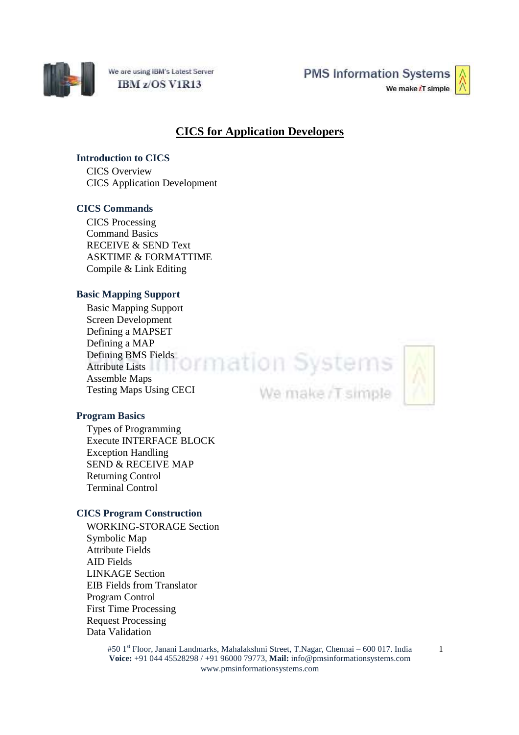We are using IBM's Latest Server
IBM z/OS V1R13

PMS Information Systems
We make iT simple

# CICS for Application Developers

## Introduction to CICS

- CICS Overview
- CICS Application Development

## CICS Commands

- CICS Processing
- Command Basics
- RECEIVE & SEND Text
- ASKTIME & FORMATTIME
- Compile & Link Editing

## Basic Mapping Support

- Basic Mapping Support
- Screen Development
- Defining a MAPSET
- Defining a MAP
- Defining BMS Fields
- Attribute Lists
- Assemble Maps
- Testing Maps Using CECI

## Program Basics

- Types of Programming
- Execute INTERFACE BLOCK
- Exception Handling
- SEND & RECEIVE MAP
- Returning Control
- Terminal Control

## CICS Program Construction

- WORKING-STORAGE Section
- Symbolic Map
- Attribute Fields
- AID Fields
- LINKAGE Section
- EIB Fields from Translator
- Program Control
- First Time Processing
- Request Processing
- Data Validation

#50 1st Floor, Janani Landmarks, Mahalakshmi Street, T.Nagar, Chennai – 600 017. India
**Voice:** +91 044 45528298 / +91 96000 79773, **Mail:** info@pmsinformationsystems.com
www.pmsinformationsystems.com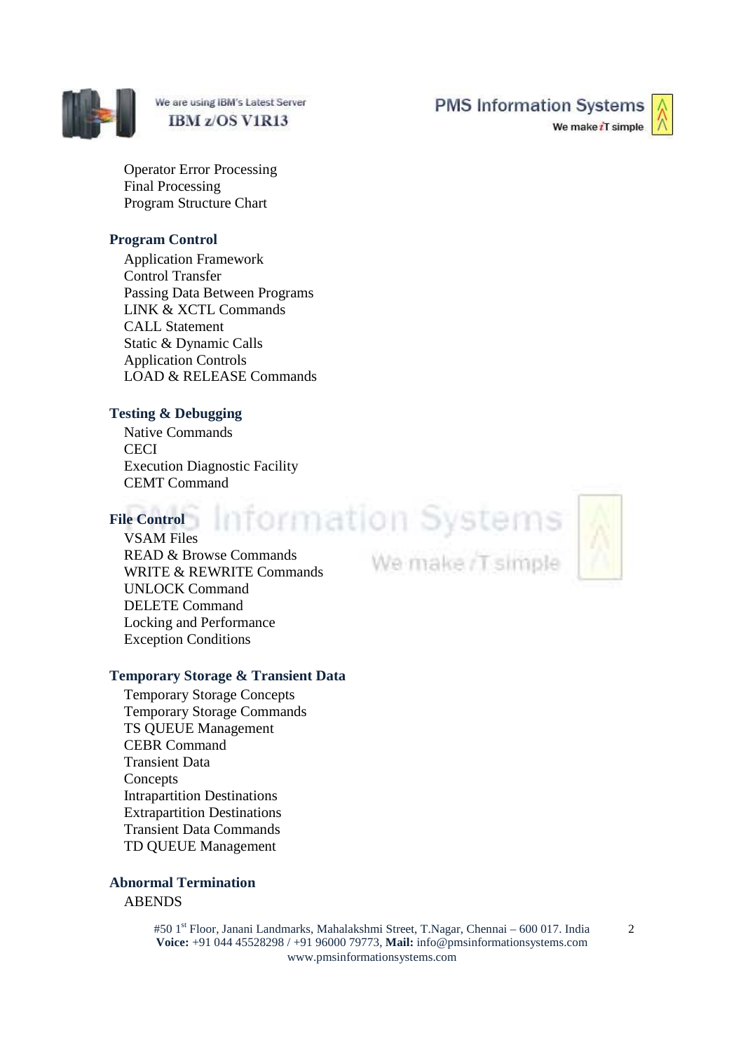- Operator Error Processing
- Final Processing
- Program Structure Chart

## Program Control

- Application Framework
- Control Transfer
- Passing Data Between Programs
- LINK & XCTL Commands
- CALL Statement
- Static & Dynamic Calls
- Application Controls
- LOAD & RELEASE Commands

## Testing & Debugging

- Native Commands
- CECI
- Execution Diagnostic Facility
- CEMT Command

## File Control

- VSAM Files
- READ & Browse Commands
- WRITE & REWRITE Commands
- UNLOCK Command
- DELETE Command
- Locking and Performance
- Exception Conditions

## Temporary Storage & Transient Data

- Temporary Storage Concepts
- Temporary Storage Commands
- TS QUEUE Management
- CEBR Command
- Transient Data
- Concepts
- Intrapartition Destinations
- Extrapartition Destinations
- Transient Data Commands
- TD QUEUE Management

## Abnormal Termination

- ABENDS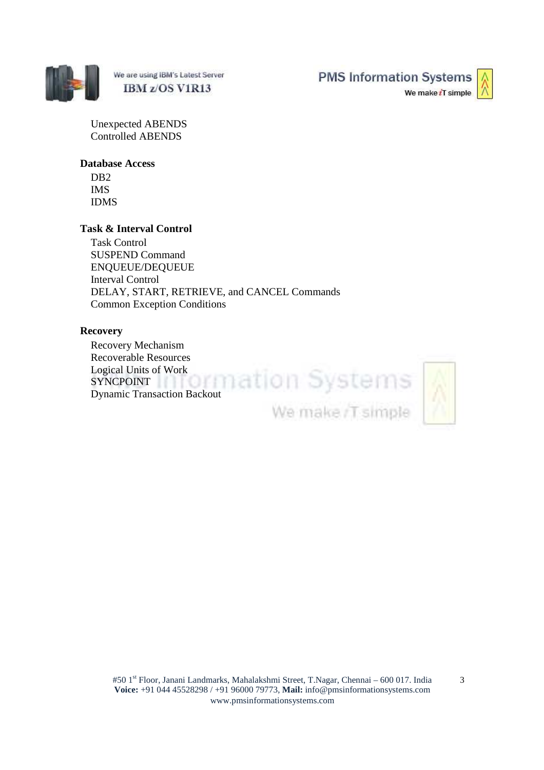Unexpected ABENDS
Controlled ABENDS

**Database Access**

DB2
IMS
IDMS

**Task & Interval Control**

Task Control
SUSPEND Command
ENQUEUE/DEQUEUE
Interval Control
DELAY, START, RETRIEVE, and CANCEL Commands
Common Exception Conditions

**Recovery**

Recovery Mechanism
Recoverable Resources
Logical Units of Work
SYNCPOINT
Dynamic Transaction Backout